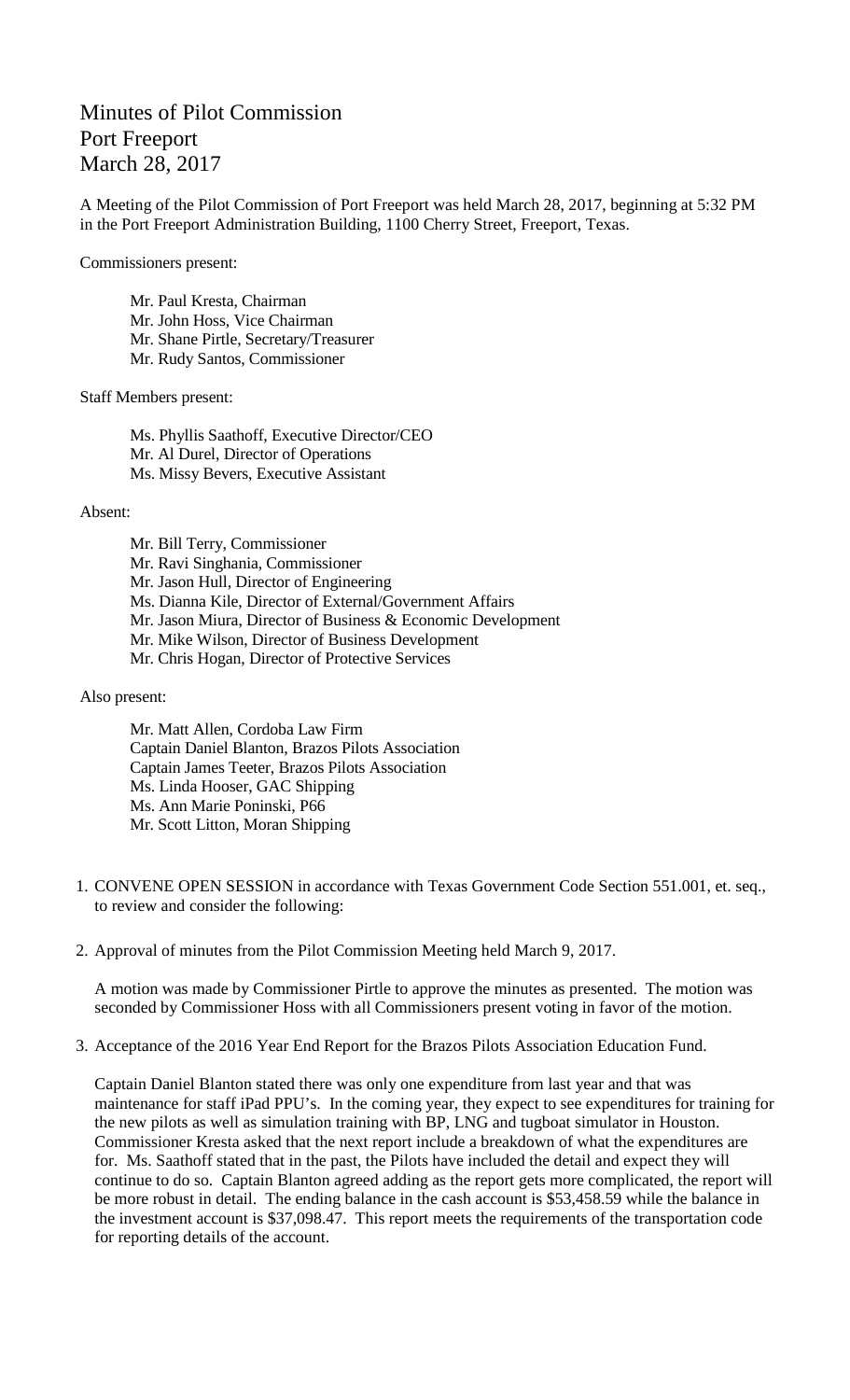# Minutes of Pilot Commission
# Port Freeport
# March 28, 2017

A Meeting of the Pilot Commission of Port Freeport was held March 28, 2017, beginning at 5:32 PM in the Port Freeport Administration Building, 1100 Cherry Street, Freeport, Texas.

Commissioners present:

Mr. Paul Kresta, Chairman
Mr. John Hoss, Vice Chairman
Mr. Shane Pirtle, Secretary/Treasurer
Mr. Rudy Santos, Commissioner

Staff Members present:

Ms. Phyllis Saathoff, Executive Director/CEO
Mr. Al Durel, Director of Operations
Ms. Missy Bevers, Executive Assistant

Absent:

Mr. Bill Terry, Commissioner
Mr. Ravi Singhania, Commissioner
Mr. Jason Hull, Director of Engineering
Ms. Dianna Kile, Director of External/Government Affairs
Mr. Jason Miura, Director of Business & Economic Development
Mr. Mike Wilson, Director of Business Development
Mr. Chris Hogan, Director of Protective Services

Also present:

Mr. Matt Allen, Cordoba Law Firm
Captain Daniel Blanton, Brazos Pilots Association
Captain James Teeter, Brazos Pilots Association
Ms. Linda Hooser, GAC Shipping
Ms. Ann Marie Poninski, P66
Mr. Scott Litton, Moran Shipping

1. CONVENE OPEN SESSION in accordance with Texas Government Code Section 551.001, et. seq., to review and consider the following:

2. Approval of minutes from the Pilot Commission Meeting held March 9, 2017.

   A motion was made by Commissioner Pirtle to approve the minutes as presented. The motion was seconded by Commissioner Hoss with all Commissioners present voting in favor of the motion.

3. Acceptance of the 2016 Year End Report for the Brazos Pilots Association Education Fund.

   Captain Daniel Blanton stated there was only one expenditure from last year and that was maintenance for staff iPad PPU's. In the coming year, they expect to see expenditures for training for the new pilots as well as simulation training with BP, LNG and tugboat simulator in Houston. Commissioner Kresta asked that the next report include a breakdown of what the expenditures are for. Ms. Saathoff stated that in the past, the Pilots have included the detail and expect they will continue to do so. Captain Blanton agreed adding as the report gets more complicated, the report will be more robust in detail. The ending balance in the cash account is $53,458.59 while the balance in the investment account is $37,098.47. This report meets the requirements of the transportation code for reporting details of the account.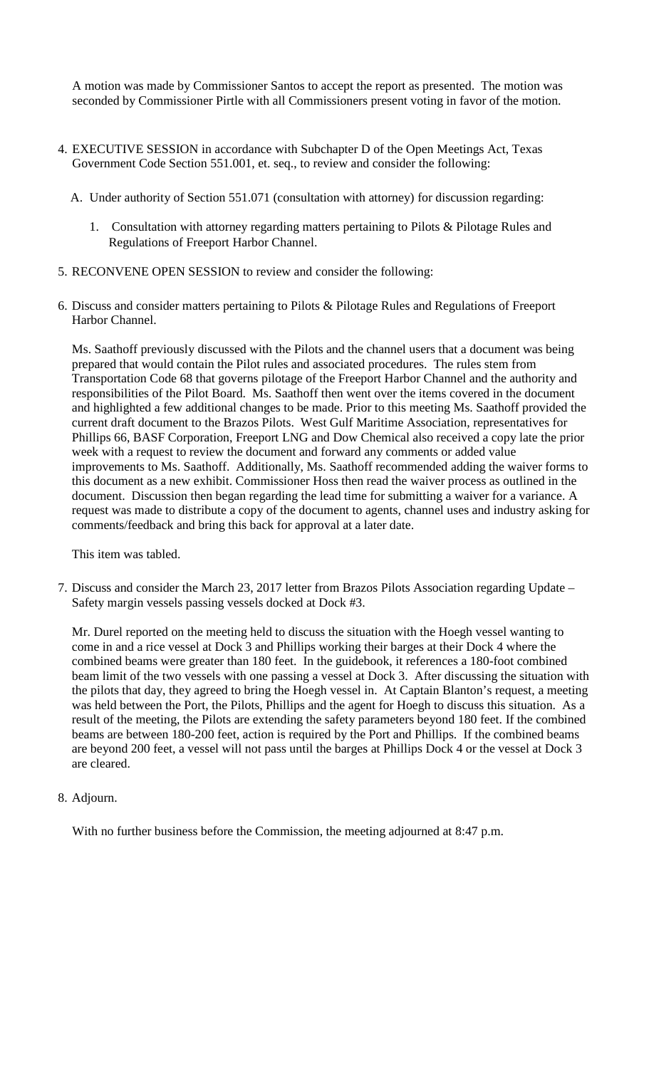A motion was made by Commissioner Santos to accept the report as presented. The motion was seconded by Commissioner Pirtle with all Commissioners present voting in favor of the motion.

4. EXECUTIVE SESSION in accordance with Subchapter D of the Open Meetings Act, Texas Government Code Section 551.001, et. seq., to review and consider the following:

   A. Under authority of Section 551.071 (consultation with attorney) for discussion regarding:

      1. Consultation with attorney regarding matters pertaining to Pilots & Pilotage Rules and Regulations of Freeport Harbor Channel.

5. RECONVENE OPEN SESSION to review and consider the following:

6. Discuss and consider matters pertaining to Pilots & Pilotage Rules and Regulations of Freeport Harbor Channel.

   Ms. Saathoff previously discussed with the Pilots and the channel users that a document was being prepared that would contain the Pilot rules and associated procedures. The rules stem from Transportation Code 68 that governs pilotage of the Freeport Harbor Channel and the authority and responsibilities of the Pilot Board. Ms. Saathoff then went over the items covered in the document and highlighted a few additional changes to be made. Prior to this meeting Ms. Saathoff provided the current draft document to the Brazos Pilots. West Gulf Maritime Association, representatives for Phillips 66, BASF Corporation, Freeport LNG and Dow Chemical also received a copy late the prior week with a request to review the document and forward any comments or added value improvements to Ms. Saathoff. Additionally, Ms. Saathoff recommended adding the waiver forms to this document as a new exhibit. Commissioner Hoss then read the waiver process as outlined in the document. Discussion then began regarding the lead time for submitting a waiver for a variance. A request was made to distribute a copy of the document to agents, channel uses and industry asking for comments/feedback and bring this back for approval at a later date.

   This item was tabled.

7. Discuss and consider the March 23, 2017 letter from Brazos Pilots Association regarding Update – Safety margin vessels passing vessels docked at Dock #3.

   Mr. Durel reported on the meeting held to discuss the situation with the Hoegh vessel wanting to come in and a rice vessel at Dock 3 and Phillips working their barges at their Dock 4 where the combined beams were greater than 180 feet. In the guidebook, it references a 180-foot combined beam limit of the two vessels with one passing a vessel at Dock 3. After discussing the situation with the pilots that day, they agreed to bring the Hoegh vessel in. At Captain Blanton's request, a meeting was held between the Port, the Pilots, Phillips and the agent for Hoegh to discuss this situation. As a result of the meeting, the Pilots are extending the safety parameters beyond 180 feet. If the combined beams are between 180-200 feet, action is required by the Port and Phillips. If the combined beams are beyond 200 feet, a vessel will not pass until the barges at Phillips Dock 4 or the vessel at Dock 3 are cleared.

8. Adjourn.

   With no further business before the Commission, the meeting adjourned at 8:47 p.m.